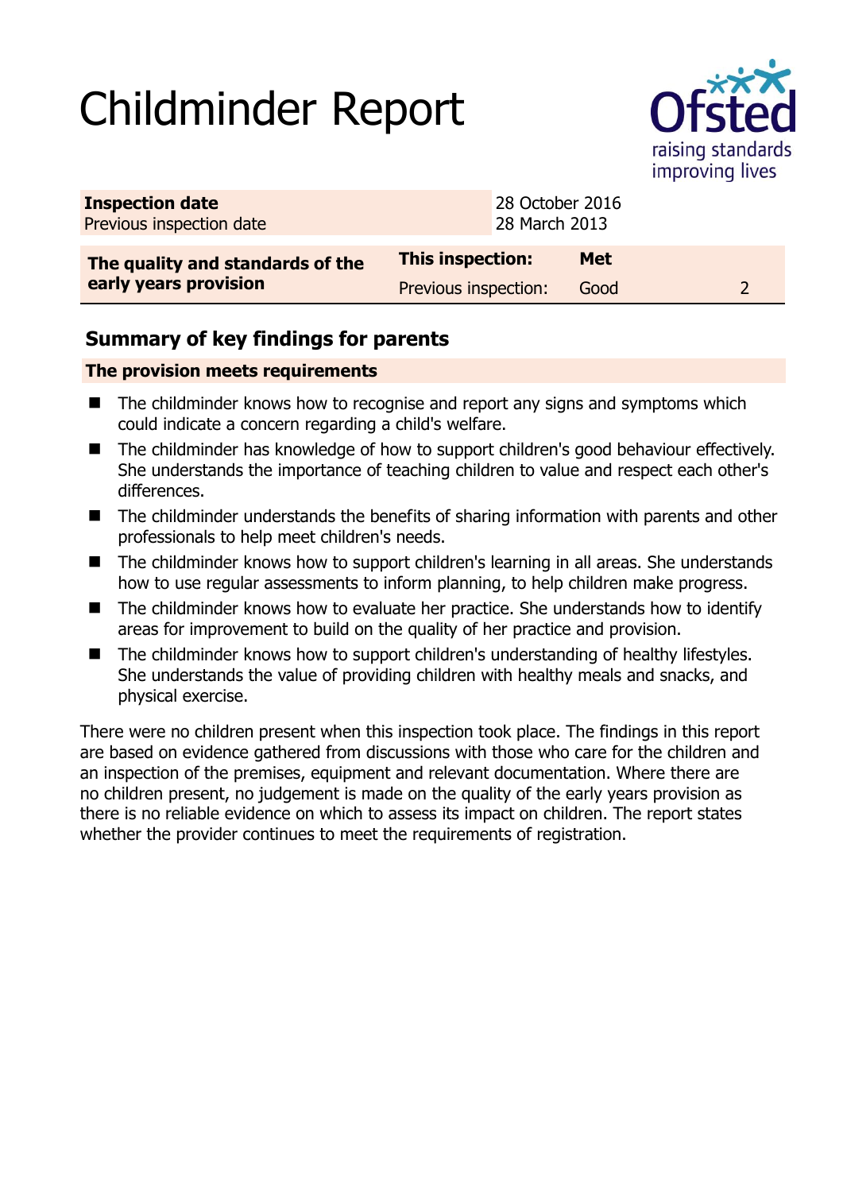# Childminder Report

Ofsted raising standards improving lives

| **Inspection date** | 28 October 2016 | | |
|---|---|---|---|
| Previous inspection date | 28 March 2013 | | |
| **The quality and standards of the early years provision** | **This inspection:** | **Met** | |
| | Previous inspection: | Good | 2 |

## Summary of key findings for parents

**The provision meets requirements**

- The childminder knows how to recognise and report any signs and symptoms which could indicate a concern regarding a child's welfare.
- The childminder has knowledge of how to support children's good behaviour effectively. She understands the importance of teaching children to value and respect each other's differences.
- The childminder understands the benefits of sharing information with parents and other professionals to help meet children's needs.
- The childminder knows how to support children's learning in all areas. She understands how to use regular assessments to inform planning, to help children make progress.
- The childminder knows how to evaluate her practice. She understands how to identify areas for improvement to build on the quality of her practice and provision.
- The childminder knows how to support children's understanding of healthy lifestyles. She understands the value of providing children with healthy meals and snacks, and physical exercise.

There were no children present when this inspection took place. The findings in this report are based on evidence gathered from discussions with those who care for the children and an inspection of the premises, equipment and relevant documentation. Where there are no children present, no judgement is made on the quality of the early years provision as there is no reliable evidence on which to assess its impact on children. The report states whether the provider continues to meet the requirements of registration.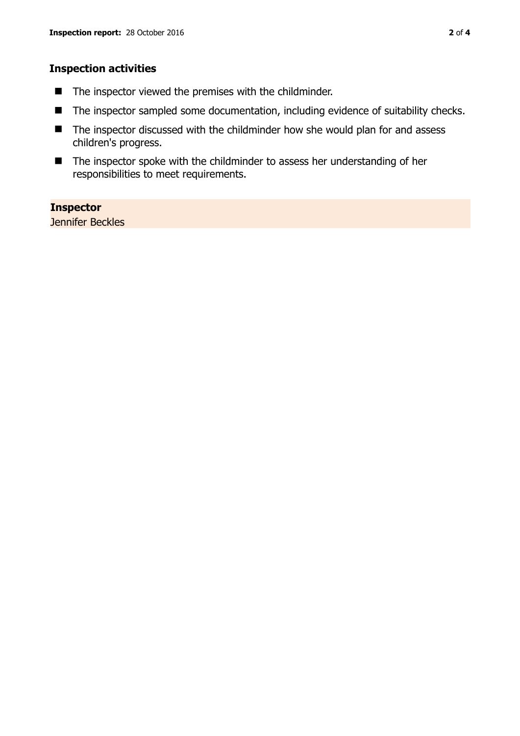## Inspection activities

- The inspector viewed the premises with the childminder.
- The inspector sampled some documentation, including evidence of suitability checks.
- The inspector discussed with the childminder how she would plan for and assess children's progress.
- The inspector spoke with the childminder to assess her understanding of her responsibilities to meet requirements.

**Inspector**
Jennifer Beckles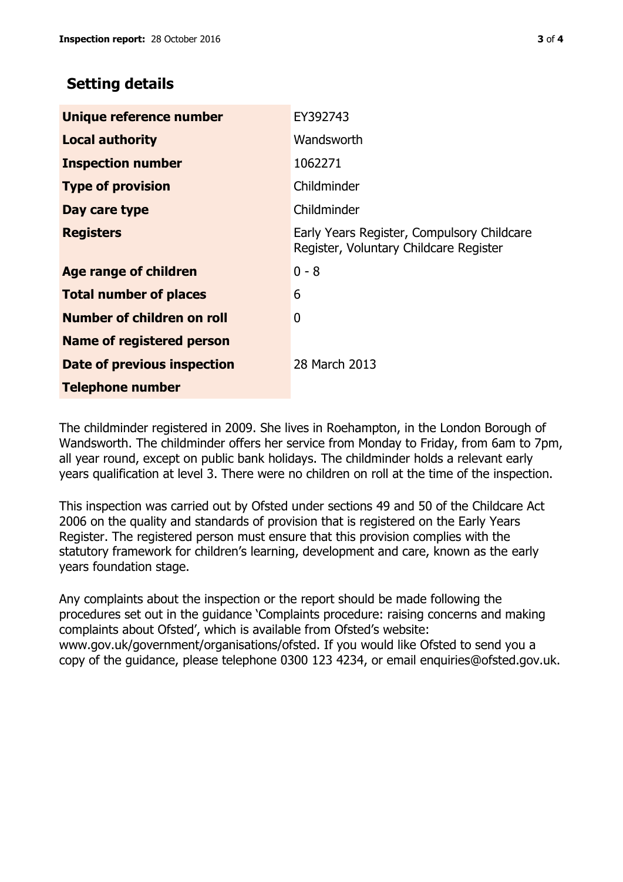## Setting details

| | |
|---|---|
| **Unique reference number** | EY392743 |
| **Local authority** | Wandsworth |
| **Inspection number** | 1062271 |
| **Type of provision** | Childminder |
| **Day care type** | Childminder |
| **Registers** | Early Years Register, Compulsory Childcare Register, Voluntary Childcare Register |
| **Age range of children** | 0 - 8 |
| **Total number of places** | 6 |
| **Number of children on roll** | 0 |
| **Name of registered person** | |
| **Date of previous inspection** | 28 March 2013 |
| **Telephone number** | |

The childminder registered in 2009. She lives in Roehampton, in the London Borough of Wandsworth. The childminder offers her service from Monday to Friday, from 6am to 7pm, all year round, except on public bank holidays. The childminder holds a relevant early years qualification at level 3. There were no children on roll at the time of the inspection.

This inspection was carried out by Ofsted under sections 49 and 50 of the Childcare Act 2006 on the quality and standards of provision that is registered on the Early Years Register. The registered person must ensure that this provision complies with the statutory framework for children's learning, development and care, known as the early years foundation stage.

Any complaints about the inspection or the report should be made following the procedures set out in the guidance 'Complaints procedure: raising concerns and making complaints about Ofsted', which is available from Ofsted's website: www.gov.uk/government/organisations/ofsted. If you would like Ofsted to send you a copy of the guidance, please telephone 0300 123 4234, or email enquiries@ofsted.gov.uk.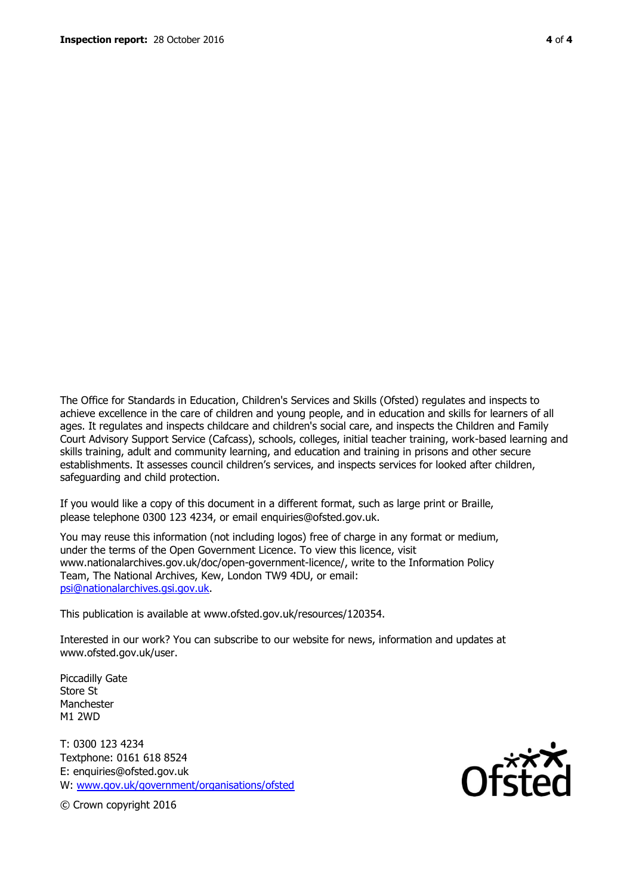The Office for Standards in Education, Children's Services and Skills (Ofsted) regulates and inspects to achieve excellence in the care of children and young people, and in education and skills for learners of all ages. It regulates and inspects childcare and children's social care, and inspects the Children and Family Court Advisory Support Service (Cafcass), schools, colleges, initial teacher training, work-based learning and skills training, adult and community learning, and education and training in prisons and other secure establishments. It assesses council children's services, and inspects services for looked after children, safeguarding and child protection.

If you would like a copy of this document in a different format, such as large print or Braille, please telephone 0300 123 4234, or email enquiries@ofsted.gov.uk.

You may reuse this information (not including logos) free of charge in any format or medium, under the terms of the Open Government Licence. To view this licence, visit www.nationalarchives.gov.uk/doc/open-government-licence/, write to the Information Policy Team, The National Archives, Kew, London TW9 4DU, or email: psi@nationalarchives.gsi.gov.uk.

This publication is available at www.ofsted.gov.uk/resources/120354.

Interested in our work? You can subscribe to our website for news, information and updates at www.ofsted.gov.uk/user.

Piccadilly Gate  
Store St  
Manchester  
M1 2WD

T: 0300 123 4234  
Textphone: 0161 618 8524  
E: enquiries@ofsted.gov.uk  
W: www.gov.uk/government/organisations/ofsted

© Crown copyright 2016